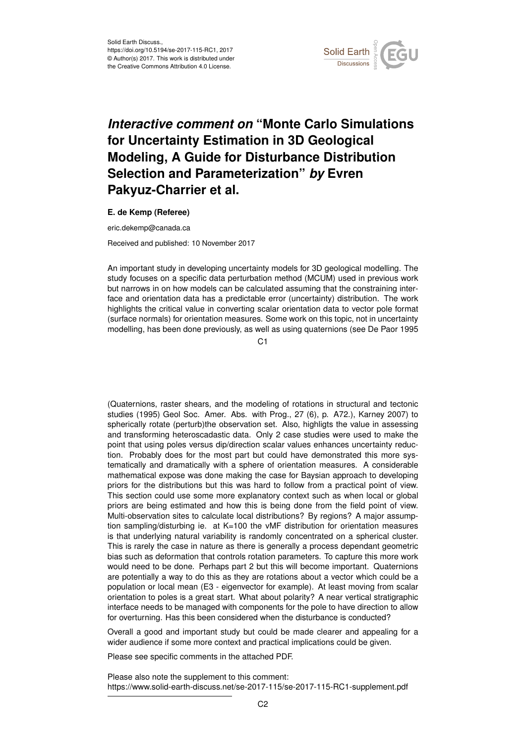Solid Earth Discuss.,
https://doi.org/10.5194/se-2017-115-RC1, 2017
© Author(s) 2017. This work is distributed under
the Creative Commons Attribution 4.0 License.

# *Interactive comment on* "Monte Carlo Simulations for Uncertainty Estimation in 3D Geological Modeling, A Guide for Disturbance Distribution Selection and Parameterization" *by* Evren Pakyuz-Charrier et al.

**E. de Kemp (Referee)**

eric.dekemp@canada.ca

Received and published: 10 November 2017

An important study in developing uncertainty models for 3D geological modelling. The study focuses on a specific data perturbation method (MCUM) used in previous work but narrows in on how models can be calculated assuming that the constraining interface and orientation data has a predictable error (uncertainty) distribution. The work highlights the critical value in converting scalar orientation data to vector pole format (surface normals) for orientation measures. Some work on this topic, not in uncertainty modelling, has been done previously, as well as using quaternions (see De Paor 1995 (Quaternions, raster shears, and the modeling of rotations in structural and tectonic studies (1995) Geol Soc. Amer. Abs. with Prog., 27 (6), p. A72.), Karney 2007) to spherically rotate (perturb)the observation set. Also, highligts the value in assessing and transforming heteroscadastic data. Only 2 case studies were used to make the point that using poles versus dip/direction scalar values enhances uncertainty reduction. Probably does for the most part but could have demonstrated this more systematically and dramatically with a sphere of orientation measures. A considerable mathematical expose was done making the case for Baysian approach to developing priors for the distributions but this was hard to follow from a practical point of view. This section could use some more explanatory context such as when local or global priors are being estimated and how this is being done from the field point of view. Multi-observation sites to calculate local distributions? By regions? A major assumption sampling/disturbing ie. at K=100 the vMF distribution for orientation measures is that underlying natural variability is randomly concentrated on a spherical cluster. This is rarely the case in nature as there is generally a process dependant geometric bias such as deformation that controls rotation parameters. To capture this more work would need to be done. Perhaps part 2 but this will become important. Quaternions are potentially a way to do this as they are rotations about a vector which could be a population or local mean (E3 - eigenvector for example). At least moving from scalar orientation to poles is a great start. What about polarity? A near vertical stratigraphic interface needs to be managed with components for the pole to have direction to allow for overturning. Has this been considered when the disturbance is conducted?

Overall a good and important study but could be made clearer and appealing for a wider audience if some more context and practical implications could be given.

Please see specific comments in the attached PDF.

Please also note the supplement to this comment:
https://www.solid-earth-discuss.net/se-2017-115/se-2017-115-RC1-supplement.pdf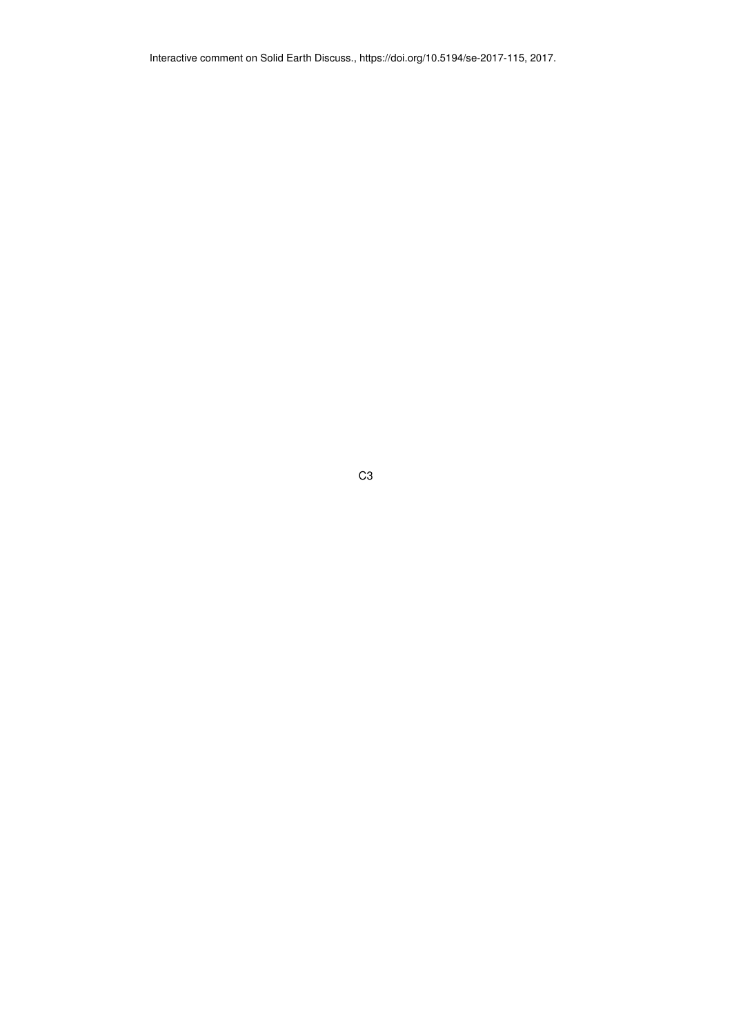Interactive comment on Solid Earth Discuss., https://doi.org/10.5194/se-2017-115, 2017.